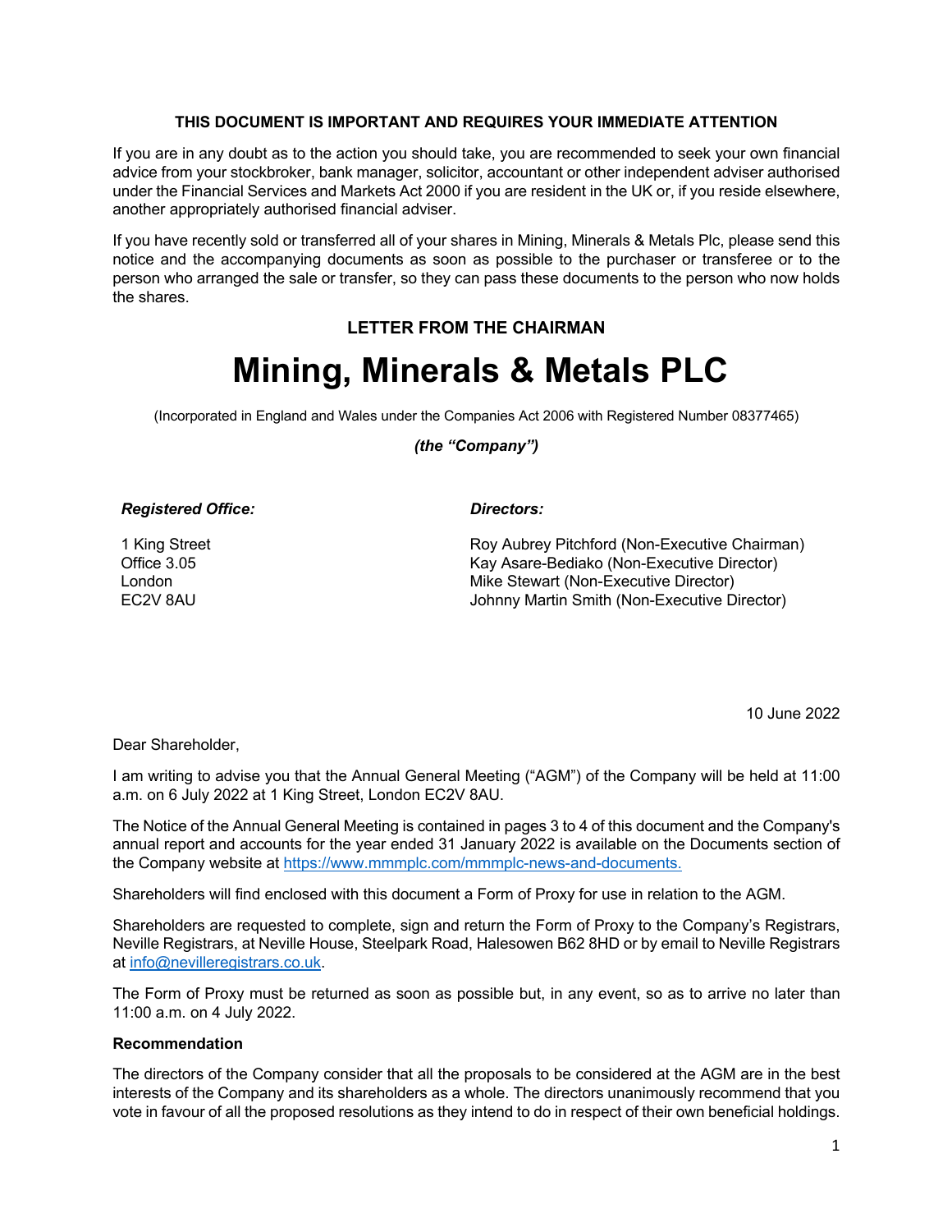**THIS DOCUMENT IS IMPORTANT AND REQUIRES YOUR IMMEDIATE ATTENTION**

If you are in any doubt as to the action you should take, you are recommended to seek your own financial advice from your stockbroker, bank manager, solicitor, accountant or other independent adviser authorised under the Financial Services and Markets Act 2000 if you are resident in the UK or, if you reside elsewhere, another appropriately authorised financial adviser.

If you have recently sold or transferred all of your shares in Mining, Minerals & Metals Plc, please send this notice and the accompanying documents as soon as possible to the purchaser or transferee or to the person who arranged the sale or transfer, so they can pass these documents to the person who now holds the shares.

**LETTER FROM THE CHAIRMAN**

# Mining, Minerals & Metals PLC

(Incorporated in England and Wales under the Companies Act 2006 with Registered Number 08377465)

***(the "Company")***

***Registered Office:***

1 King Street
Office 3.05
London
EC2V 8AU

***Directors:***

Roy Aubrey Pitchford (Non-Executive Chairman)
Kay Asare-Bediako (Non-Executive Director)
Mike Stewart (Non-Executive Director)
Johnny Martin Smith (Non-Executive Director)

10 June 2022

Dear Shareholder,

I am writing to advise you that the Annual General Meeting ("AGM") of the Company will be held at 11:00 a.m. on 6 July 2022 at 1 King Street, London EC2V 8AU.

The Notice of the Annual General Meeting is contained in pages 3 to 4 of this document and the Company's annual report and accounts for the year ended 31 January 2022 is available on the Documents section of the Company website at https://www.mmmplc.com/mmmplc-news-and-documents.

Shareholders will find enclosed with this document a Form of Proxy for use in relation to the AGM.

Shareholders are requested to complete, sign and return the Form of Proxy to the Company's Registrars, Neville Registrars, at Neville House, Steelpark Road, Halesowen B62 8HD or by email to Neville Registrars at info@nevilleregistrars.co.uk.

The Form of Proxy must be returned as soon as possible but, in any event, so as to arrive no later than 11:00 a.m. on 4 July 2022.

**Recommendation**

The directors of the Company consider that all the proposals to be considered at the AGM are in the best interests of the Company and its shareholders as a whole. The directors unanimously recommend that you vote in favour of all the proposed resolutions as they intend to do in respect of their own beneficial holdings.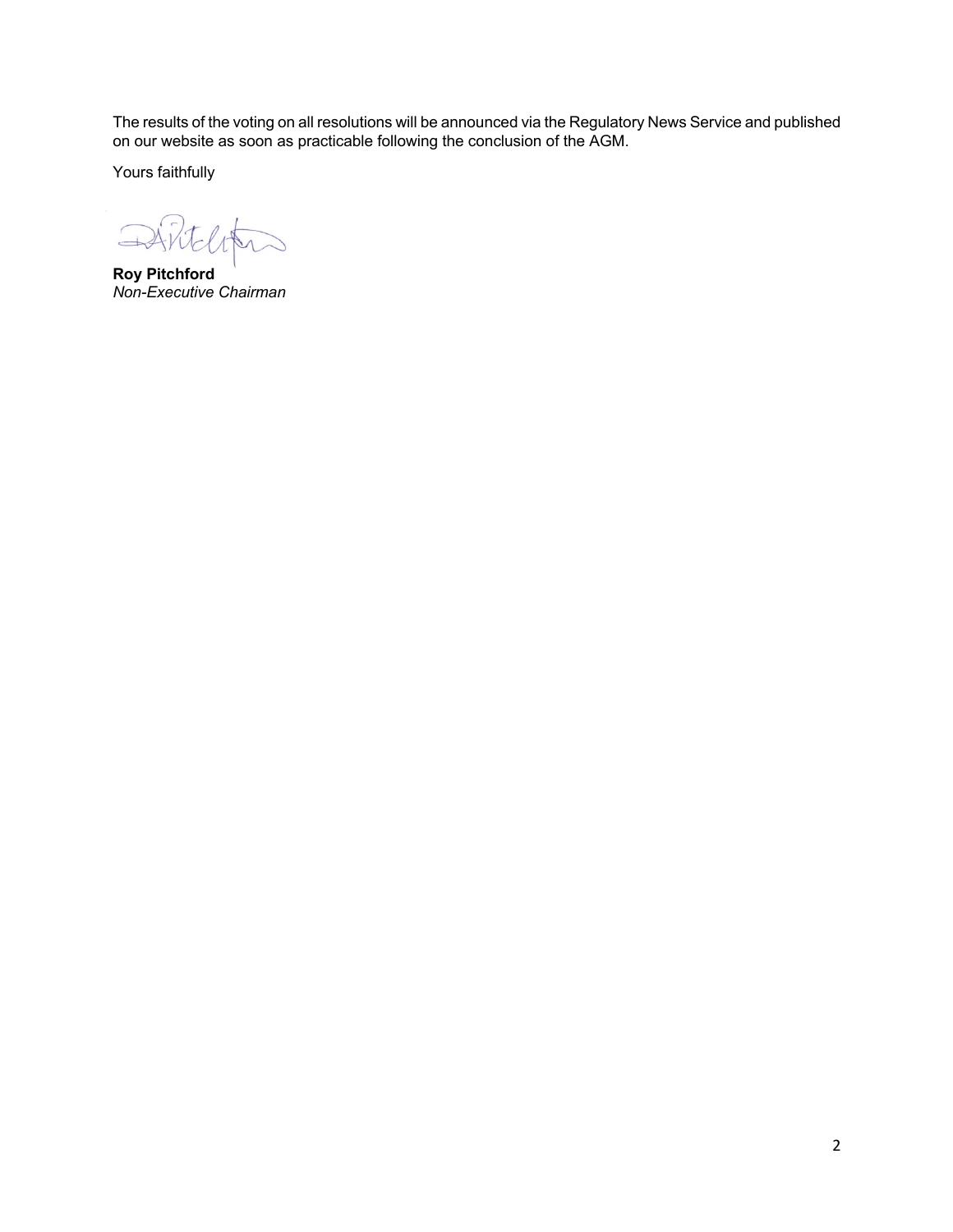The results of the voting on all resolutions will be announced via the Regulatory News Service and published on our website as soon as practicable following the conclusion of the AGM.

Yours faithfully

**Roy Pitchford**
*Non-Executive Chairman*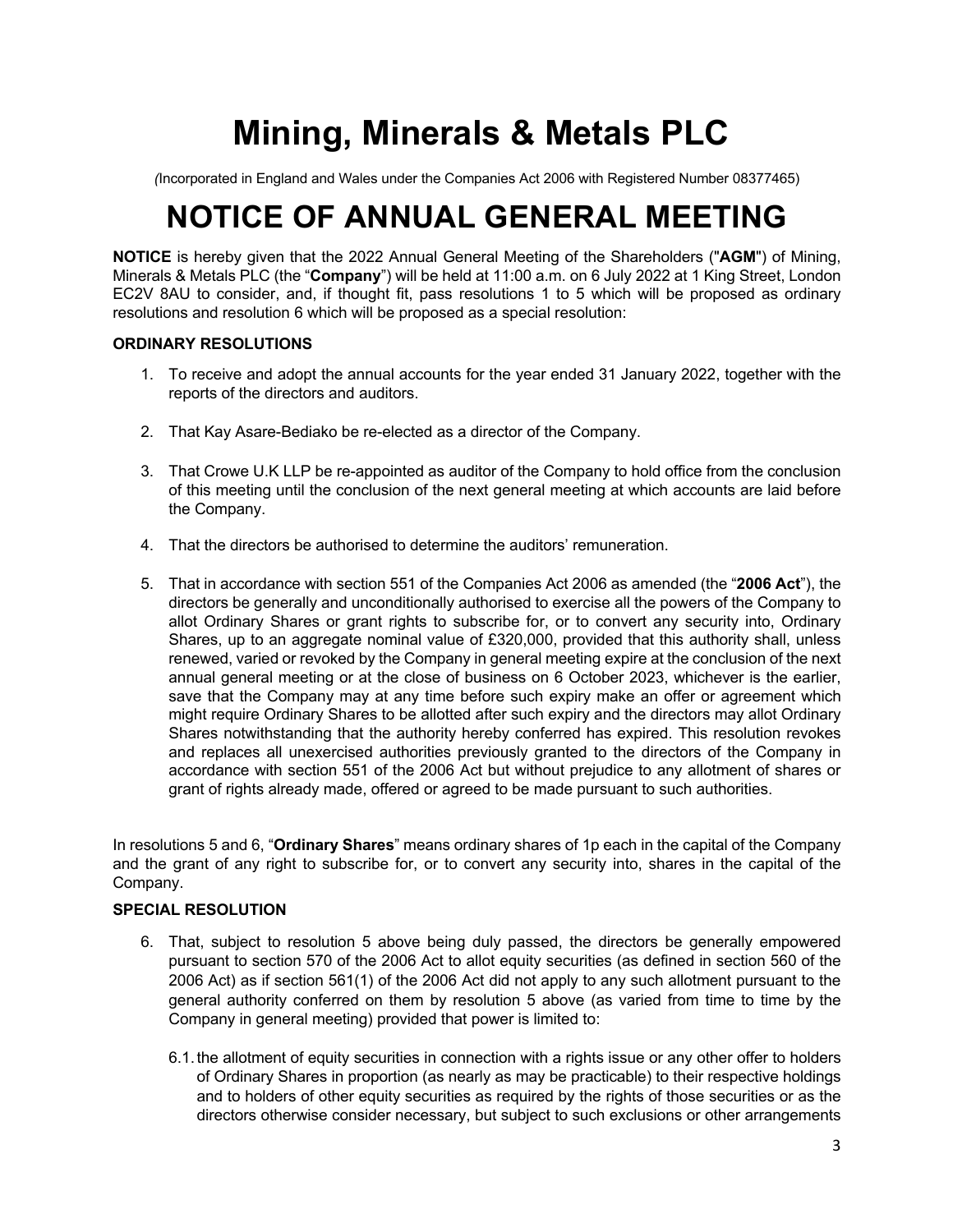# Mining, Minerals & Metals PLC

*(Incorporated in England and Wales under the Companies Act 2006 with Registered Number 08377465)*

# NOTICE OF ANNUAL GENERAL MEETING

**NOTICE** is hereby given that the 2022 Annual General Meeting of the Shareholders ("**AGM**") of Mining, Minerals & Metals PLC (the "**Company**") will be held at 11:00 a.m. on 6 July 2022 at 1 King Street, London EC2V 8AU to consider, and, if thought fit, pass resolutions 1 to 5 which will be proposed as ordinary resolutions and resolution 6 which will be proposed as a special resolution:

**ORDINARY RESOLUTIONS**

1. To receive and adopt the annual accounts for the year ended 31 January 2022, together with the reports of the directors and auditors.

2. That Kay Asare-Bediako be re-elected as a director of the Company.

3. That Crowe U.K LLP be re-appointed as auditor of the Company to hold office from the conclusion of this meeting until the conclusion of the next general meeting at which accounts are laid before the Company.

4. That the directors be authorised to determine the auditors' remuneration.

5. That in accordance with section 551 of the Companies Act 2006 as amended (the "**2006 Act**"), the directors be generally and unconditionally authorised to exercise all the powers of the Company to allot Ordinary Shares or grant rights to subscribe for, or to convert any security into, Ordinary Shares, up to an aggregate nominal value of £320,000, provided that this authority shall, unless renewed, varied or revoked by the Company in general meeting expire at the conclusion of the next annual general meeting or at the close of business on 6 October 2023, whichever is the earlier, save that the Company may at any time before such expiry make an offer or agreement which might require Ordinary Shares to be allotted after such expiry and the directors may allot Ordinary Shares notwithstanding that the authority hereby conferred has expired. This resolution revokes and replaces all unexercised authorities previously granted to the directors of the Company in accordance with section 551 of the 2006 Act but without prejudice to any allotment of shares or grant of rights already made, offered or agreed to be made pursuant to such authorities.

In resolutions 5 and 6, "**Ordinary Shares**" means ordinary shares of 1p each in the capital of the Company and the grant of any right to subscribe for, or to convert any security into, shares in the capital of the Company.

**SPECIAL RESOLUTION**

6. That, subject to resolution 5 above being duly passed, the directors be generally empowered pursuant to section 570 of the 2006 Act to allot equity securities (as defined in section 560 of the 2006 Act) as if section 561(1) of the 2006 Act did not apply to any such allotment pursuant to the general authority conferred on them by resolution 5 above (as varied from time to time by the Company in general meeting) provided that power is limited to:

   6.1. the allotment of equity securities in connection with a rights issue or any other offer to holders of Ordinary Shares in proportion (as nearly as may be practicable) to their respective holdings and to holders of other equity securities as required by the rights of those securities or as the directors otherwise consider necessary, but subject to such exclusions or other arrangements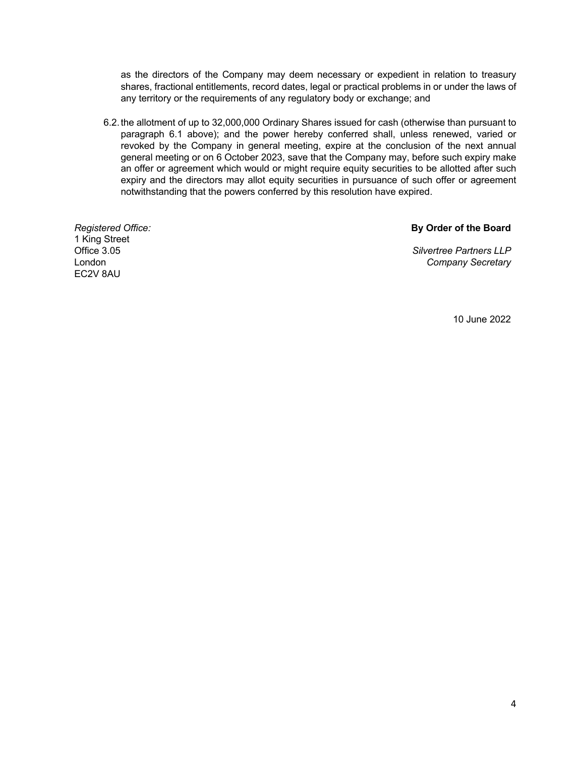as the directors of the Company may deem necessary or expedient in relation to treasury shares, fractional entitlements, record dates, legal or practical problems in or under the laws of any territory or the requirements of any regulatory body or exchange; and

6.2. the allotment of up to 32,000,000 Ordinary Shares issued for cash (otherwise than pursuant to paragraph 6.1 above); and the power hereby conferred shall, unless renewed, varied or revoked by the Company in general meeting, expire at the conclusion of the next annual general meeting or on 6 October 2023, save that the Company may, before such expiry make an offer or agreement which would or might require equity securities to be allotted after such expiry and the directors may allot equity securities in pursuance of such offer or agreement notwithstanding that the powers conferred by this resolution have expired.

*Registered Office:*
1 King Street
Office 3.05
London
EC2V 8AU

**By Order of the Board**

*Silvertree Partners LLP*
*Company Secretary*

10 June 2022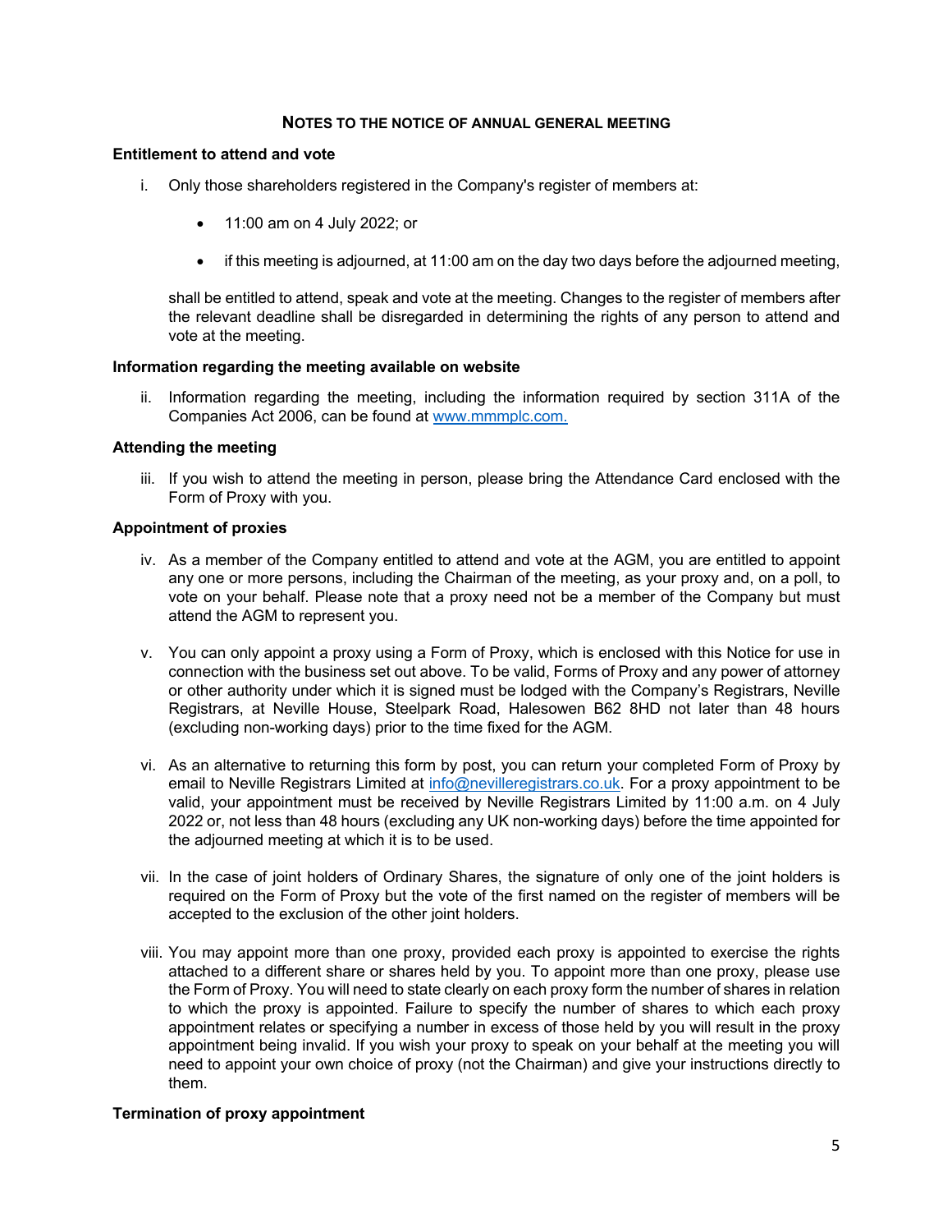## NOTES TO THE NOTICE OF ANNUAL GENERAL MEETING

**Entitlement to attend and vote**

i. Only those shareholders registered in the Company's register of members at:

- 11:00 am on 4 July 2022; or
- if this meeting is adjourned, at 11:00 am on the day two days before the adjourned meeting,

shall be entitled to attend, speak and vote at the meeting. Changes to the register of members after the relevant deadline shall be disregarded in determining the rights of any person to attend and vote at the meeting.

**Information regarding the meeting available on website**

ii. Information regarding the meeting, including the information required by section 311A of the Companies Act 2006, can be found at www.mmmplc.com.

**Attending the meeting**

iii. If you wish to attend the meeting in person, please bring the Attendance Card enclosed with the Form of Proxy with you.

**Appointment of proxies**

iv. As a member of the Company entitled to attend and vote at the AGM, you are entitled to appoint any one or more persons, including the Chairman of the meeting, as your proxy and, on a poll, to vote on your behalf. Please note that a proxy need not be a member of the Company but must attend the AGM to represent you.

v. You can only appoint a proxy using a Form of Proxy, which is enclosed with this Notice for use in connection with the business set out above. To be valid, Forms of Proxy and any power of attorney or other authority under which it is signed must be lodged with the Company's Registrars, Neville Registrars, at Neville House, Steelpark Road, Halesowen B62 8HD not later than 48 hours (excluding non-working days) prior to the time fixed for the AGM.

vi. As an alternative to returning this form by post, you can return your completed Form of Proxy by email to Neville Registrars Limited at info@nevilleregistrars.co.uk. For a proxy appointment to be valid, your appointment must be received by Neville Registrars Limited by 11:00 a.m. on 4 July 2022 or, not less than 48 hours (excluding any UK non-working days) before the time appointed for the adjourned meeting at which it is to be used.

vii. In the case of joint holders of Ordinary Shares, the signature of only one of the joint holders is required on the Form of Proxy but the vote of the first named on the register of members will be accepted to the exclusion of the other joint holders.

viii. You may appoint more than one proxy, provided each proxy is appointed to exercise the rights attached to a different share or shares held by you. To appoint more than one proxy, please use the Form of Proxy. You will need to state clearly on each proxy form the number of shares in relation to which the proxy is appointed. Failure to specify the number of shares to which each proxy appointment relates or specifying a number in excess of those held by you will result in the proxy appointment being invalid. If you wish your proxy to speak on your behalf at the meeting you will need to appoint your own choice of proxy (not the Chairman) and give your instructions directly to them.

**Termination of proxy appointment**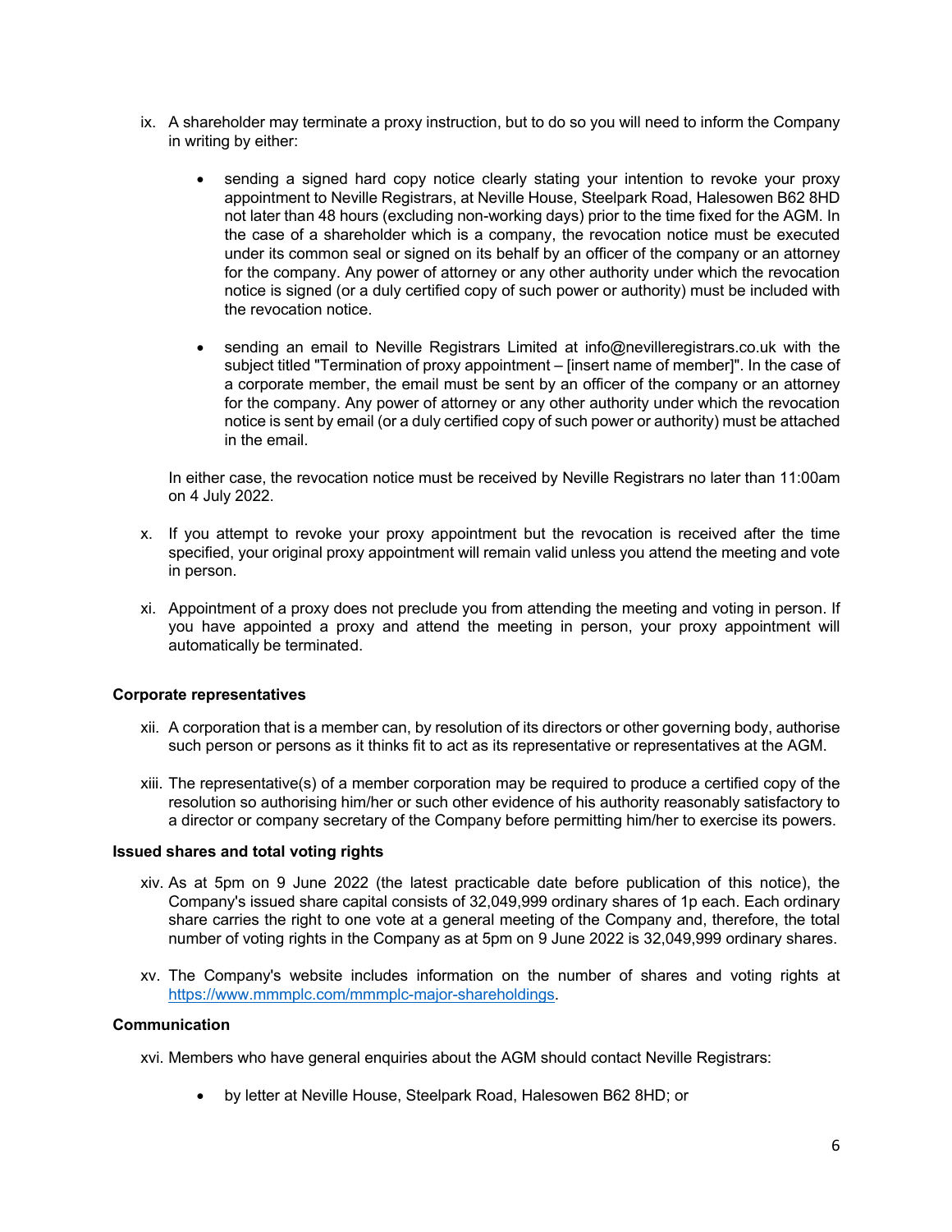ix. A shareholder may terminate a proxy instruction, but to do so you will need to inform the Company in writing by either:

  - sending a signed hard copy notice clearly stating your intention to revoke your proxy appointment to Neville Registrars, at Neville House, Steelpark Road, Halesowen B62 8HD not later than 48 hours (excluding non-working days) prior to the time fixed for the AGM. In the case of a shareholder which is a company, the revocation notice must be executed under its common seal or signed on its behalf by an officer of the company or an attorney for the company. Any power of attorney or any other authority under which the revocation notice is signed (or a duly certified copy of such power or authority) must be included with the revocation notice.

  - sending an email to Neville Registrars Limited at info@nevilleregistrars.co.uk with the subject titled "Termination of proxy appointment – [insert name of member]". In the case of a corporate member, the email must be sent by an officer of the company or an attorney for the company. Any power of attorney or any other authority under which the revocation notice is sent by email (or a duly certified copy of such power or authority) must be attached in the email.

  In either case, the revocation notice must be received by Neville Registrars no later than 11:00am on 4 July 2022.

x. If you attempt to revoke your proxy appointment but the revocation is received after the time specified, your original proxy appointment will remain valid unless you attend the meeting and vote in person.

xi. Appointment of a proxy does not preclude you from attending the meeting and voting in person. If you have appointed a proxy and attend the meeting in person, your proxy appointment will automatically be terminated.

**Corporate representatives**

xii. A corporation that is a member can, by resolution of its directors or other governing body, authorise such person or persons as it thinks fit to act as its representative or representatives at the AGM.

xiii. The representative(s) of a member corporation may be required to produce a certified copy of the resolution so authorising him/her or such other evidence of his authority reasonably satisfactory to a director or company secretary of the Company before permitting him/her to exercise its powers.

**Issued shares and total voting rights**

xiv. As at 5pm on 9 June 2022 (the latest practicable date before publication of this notice), the Company's issued share capital consists of 32,049,999 ordinary shares of 1p each. Each ordinary share carries the right to one vote at a general meeting of the Company and, therefore, the total number of voting rights in the Company as at 5pm on 9 June 2022 is 32,049,999 ordinary shares.

xv. The Company's website includes information on the number of shares and voting rights at https://www.mmmplc.com/mmmplc-major-shareholdings.

**Communication**

xvi. Members who have general enquiries about the AGM should contact Neville Registrars:

  - by letter at Neville House, Steelpark Road, Halesowen B62 8HD; or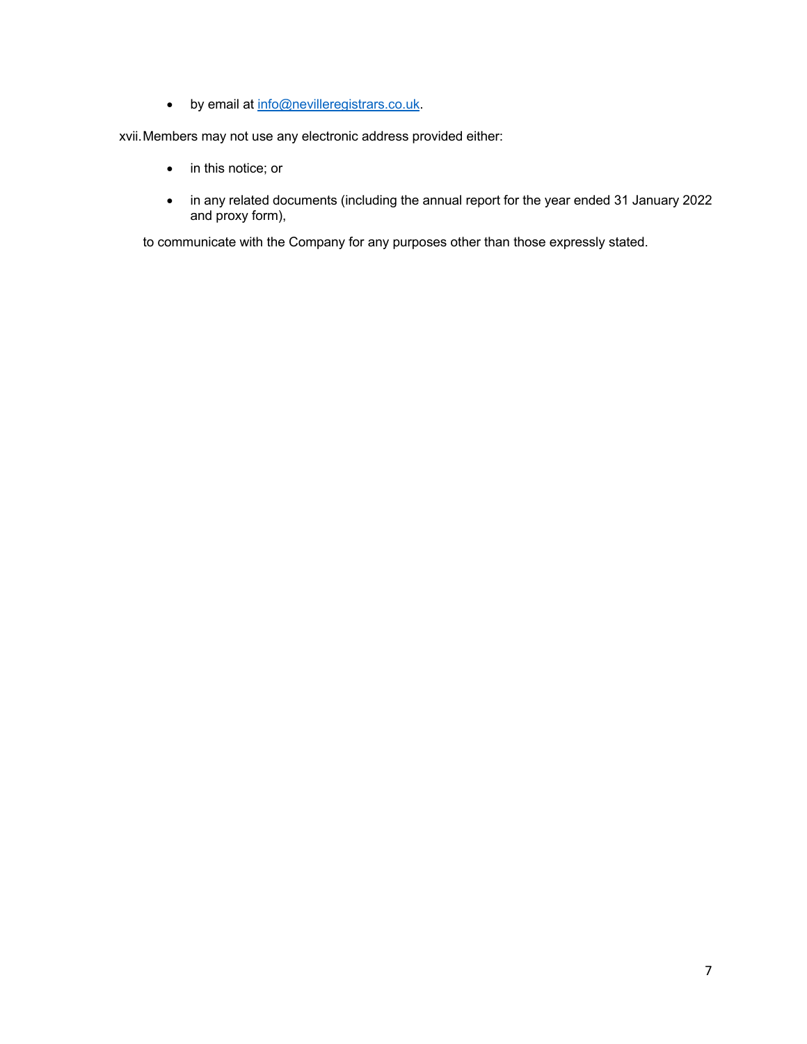- by email at info@nevilleregistrars.co.uk.

xvii. Members may not use any electronic address provided either:

- in this notice; or
- in any related documents (including the annual report for the year ended 31 January 2022 and proxy form),

to communicate with the Company for any purposes other than those expressly stated.